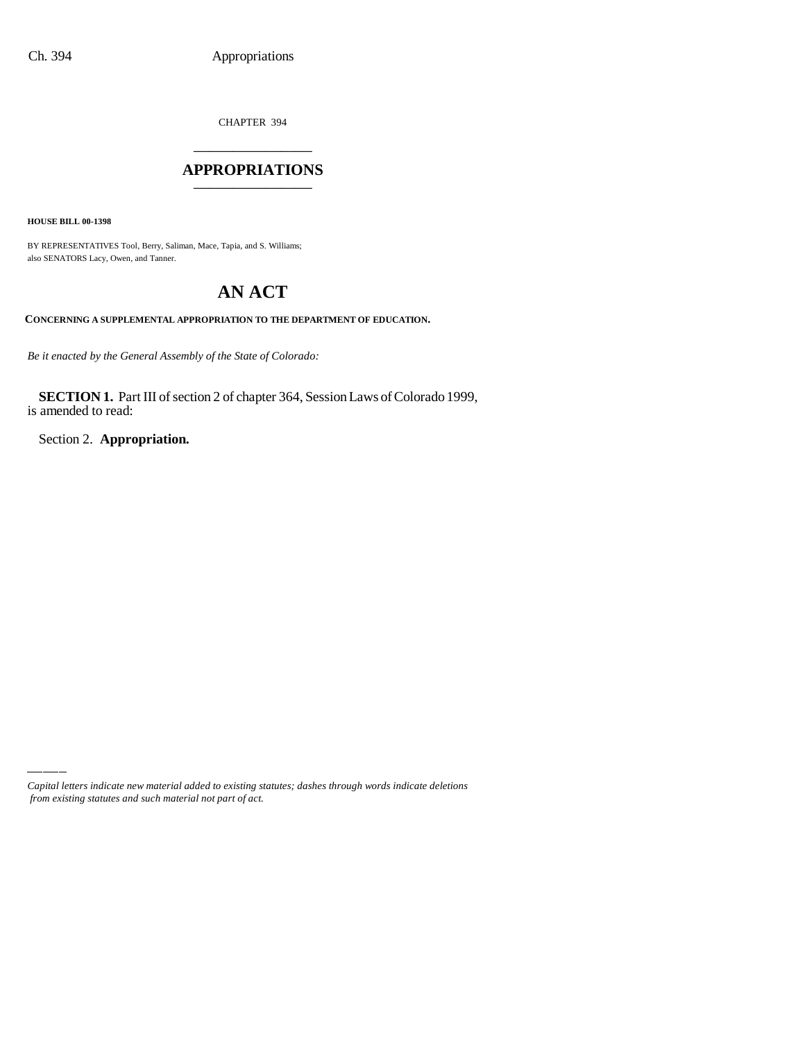CHAPTER 394

# APPROPRIATIONS

**HOUSE BILL 00-1398**

BY REPRESENTATIVES Tool, Berry, Saliman, Mace, Tapia, and S. Williams;
also SENATORS Lacy, Owen, and Tanner.

# AN ACT

**CONCERNING A SUPPLEMENTAL APPROPRIATION TO THE DEPARTMENT OF EDUCATION.**

*Be it enacted by the General Assembly of the State of Colorado:*

**SECTION 1.** Part III of section 2 of chapter 364, Session Laws of Colorado 1999, is amended to read:

Section 2. **Appropriation.**

*Capital letters indicate new material added to existing statutes; dashes through words indicate deletions from existing statutes and such material not part of act.*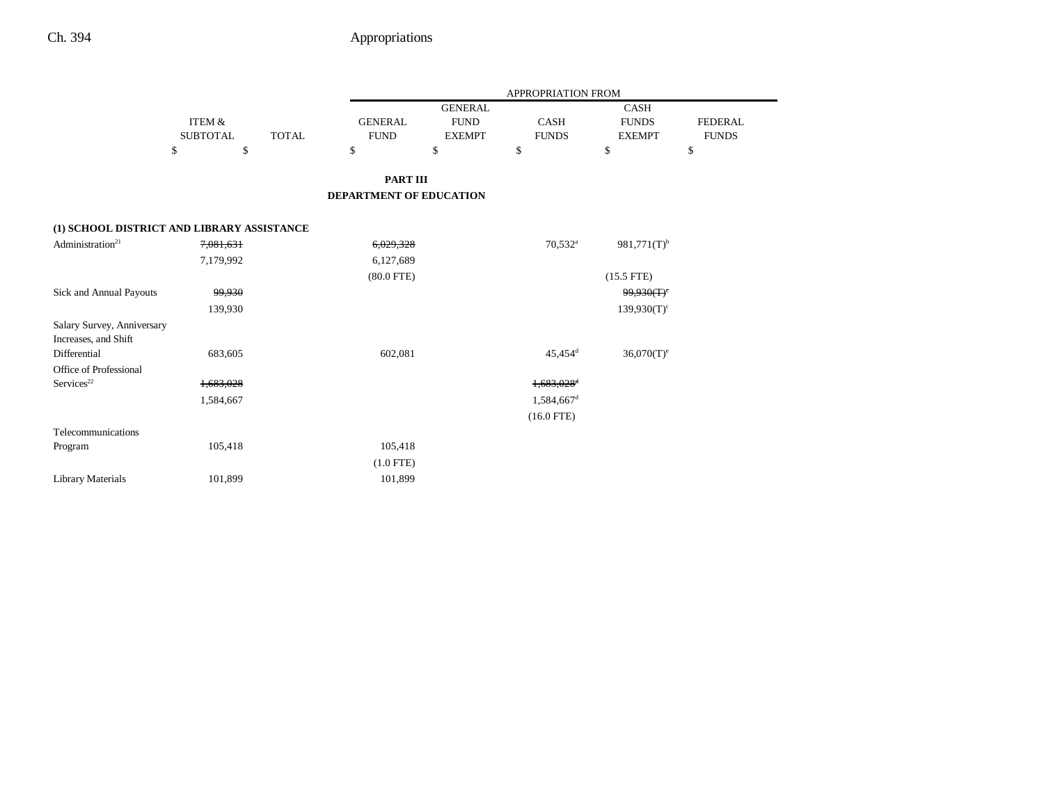|  | ITEM & SUBTOTAL | TOTAL | GENERAL FUND | GENERAL FUND EXEMPT | CASH FUNDS | CASH FUNDS EXEMPT | FEDERAL FUNDS |
|---|---|---|---|---|---|---|---|
|  | $ | $ | $ | $ | $ | $ | $ |

**PART III**
**DEPARTMENT OF EDUCATION**

**(1) SCHOOL DISTRICT AND LIBRARY ASSISTANCE**

|  | ITEM & SUBTOTAL | TOTAL | GENERAL FUND | GENERAL FUND EXEMPT | CASH FUNDS | CASH FUNDS EXEMPT | FEDERAL FUNDS |
|---|---|---|---|---|---|---|---|
| Administration[21] | ~~7,081,631~~ |  | ~~6,029,328~~ |  | 70,532[a] | 981,771(T)[b] |  |
|  | 7,179,992 |  | 6,127,689 |  |  |  |  |
|  |  |  | (80.0 FTE) |  |  | (15.5 FTE) |  |
| Sick and Annual Payouts | ~~99,930~~ |  |  |  |  | ~~99,930(T)[c]~~ |  |
|  | 139,930 |  |  |  |  | 139,930(T)[c] |  |
| Salary Survey, Anniversary Increases, and Shift Differential | 683,605 |  | 602,081 |  | 45,454[d] | 36,070(T)[e] |  |
| Office of Professional Services[22] | ~~1,683,028~~ |  |  |  | ~~1,683,028[d]~~ |  |  |
|  | 1,584,667 |  |  |  | 1,584,667[d] |  |  |
|  |  |  |  |  | (16.0 FTE) |  |  |
| Telecommunications Program | 105,418 |  | 105,418 |  |  |  |  |
|  |  |  | (1.0 FTE) |  |  |  |  |
| Library Materials | 101,899 |  | 101,899 |  |  |  |  |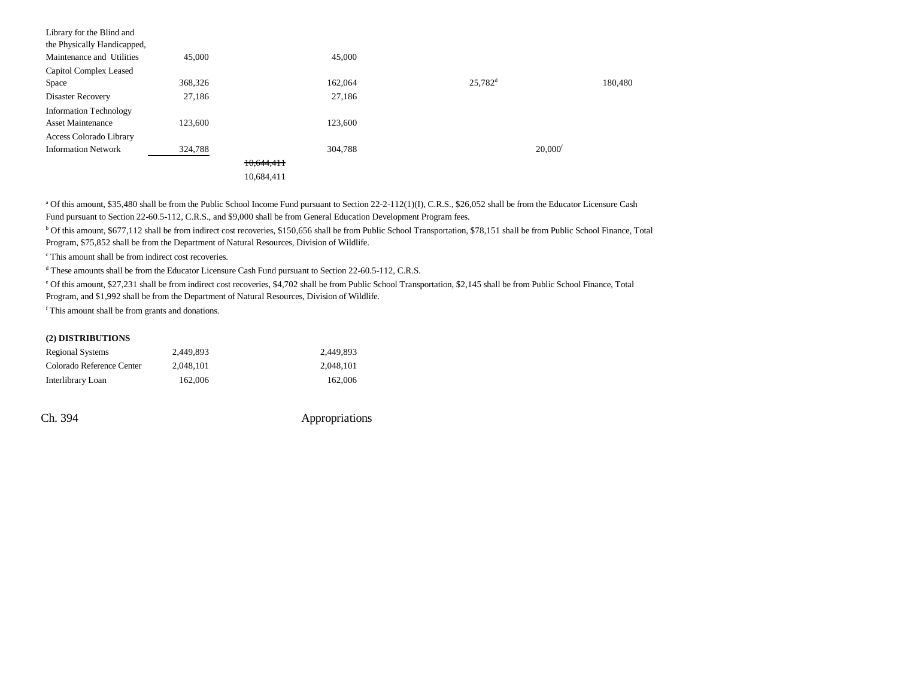| | | | | | | |
|---|---|---|---|---|---|---|
| Library for the Blind and the Physically Handicapped, Maintenance and Utilities | 45,000 | | 45,000 | | | |
| Capitol Complex Leased Space | 368,326 | | 162,064 | 25,782[d] | | 180,480 |
| Disaster Recovery | 27,186 | | 27,186 | | | |
| Information Technology Asset Maintenance | 123,600 | | 123,600 | | | |
| Access Colorado Library Information Network | 324,788 | | 304,788 | | 20,000[f] | |
| | | ~~10,644,411~~ 10,684,411 | | | | |

[a] Of this amount, $35,480 shall be from the Public School Income Fund pursuant to Section 22-2-112(1)(I), C.R.S., $26,052 shall be from the Educator Licensure Cash Fund pursuant to Section 22-60.5-112, C.R.S., and $9,000 shall be from General Education Development Program fees.

[b] Of this amount, $677,112 shall be from indirect cost recoveries, $150,656 shall be from Public School Transportation, $78,151 shall be from Public School Finance, Total Program, $75,852 shall be from the Department of Natural Resources, Division of Wildlife.

[c] This amount shall be from indirect cost recoveries.

[d] These amounts shall be from the Educator Licensure Cash Fund pursuant to Section 22-60.5-112, C.R.S.

[e] Of this amount, $27,231 shall be from indirect cost recoveries, $4,702 shall be from Public School Transportation, $2,145 shall be from Public School Finance, Total Program, and $1,992 shall be from the Department of Natural Resources, Division of Wildlife.

[f] This amount shall be from grants and donations.

**(2) DISTRIBUTIONS**

| | | | |
|---|---|---|---|
| Regional Systems | 2,449,893 | | 2,449,893 |
| Colorado Reference Center | 2,048,101 | | 2,048,101 |
| Interlibrary Loan | 162,006 | | 162,006 |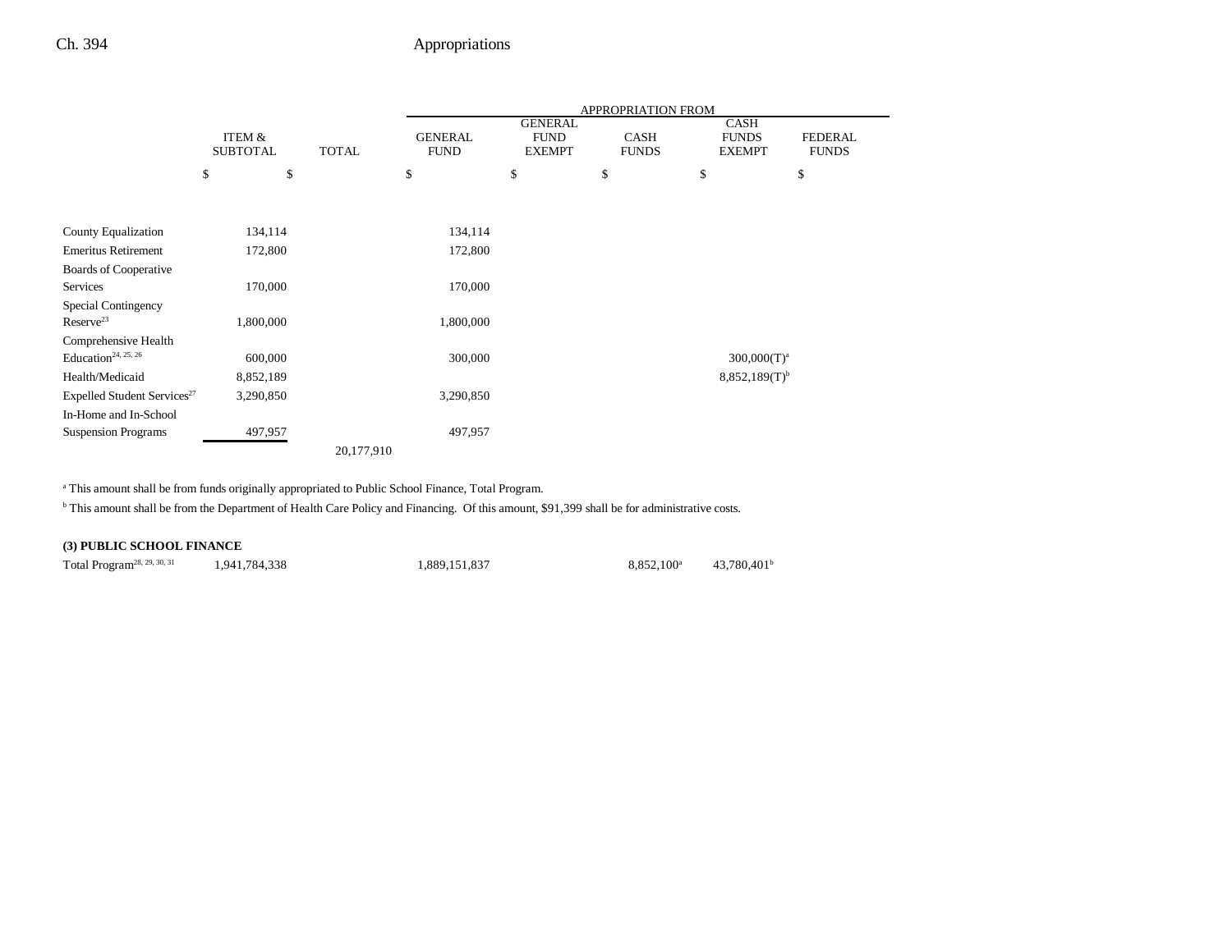| | ITEM & SUBTOTAL | TOTAL | APPROPRIATION FROM | | | | |
|---|---|---|---|---|---|---|---|
| | | | GENERAL FUND | GENERAL FUND EXEMPT | CASH FUNDS | CASH FUNDS EXEMPT | FEDERAL FUNDS |
| | $ | $ | $ | $ | $ | $ | $ |
| County Equalization | 134,114 | | 134,114 | | | | |
| Emeritus Retirement | 172,800 | | 172,800 | | | | |
| Boards of Cooperative Services | 170,000 | | 170,000 | | | | |
| Special Contingency Reserve[23] | 1,800,000 | | 1,800,000 | | | | |
| Comprehensive Health Education[24, 25, 26] | 600,000 | | 300,000 | | | 300,000(T)[a] | |
| Health/Medicaid | 8,852,189 | | | | | 8,852,189(T)[b] | |
| Expelled Student Services[27] | 3,290,850 | | 3,290,850 | | | | |
| In-Home and In-School Suspension Programs | 497,957 | | 497,957 | | | | |
| | | 20,177,910 | | | | | |

[a] This amount shall be from funds originally appropriated to Public School Finance, Total Program.

[b] This amount shall be from the Department of Health Care Policy and Financing. Of this amount, $91,399 shall be for administrative costs.

**(3) PUBLIC SCHOOL FINANCE**

| | ITEM & SUBTOTAL | TOTAL | GENERAL FUND | GENERAL FUND EXEMPT | CASH FUNDS | CASH FUNDS EXEMPT | FEDERAL FUNDS |
|---|---|---|---|---|---|---|---|
| Total Program[28, 29, 30, 31] | 1,941,784,338 | | 1,889,151,837 | | 8,852,100[a] | 43,780,401[b] | |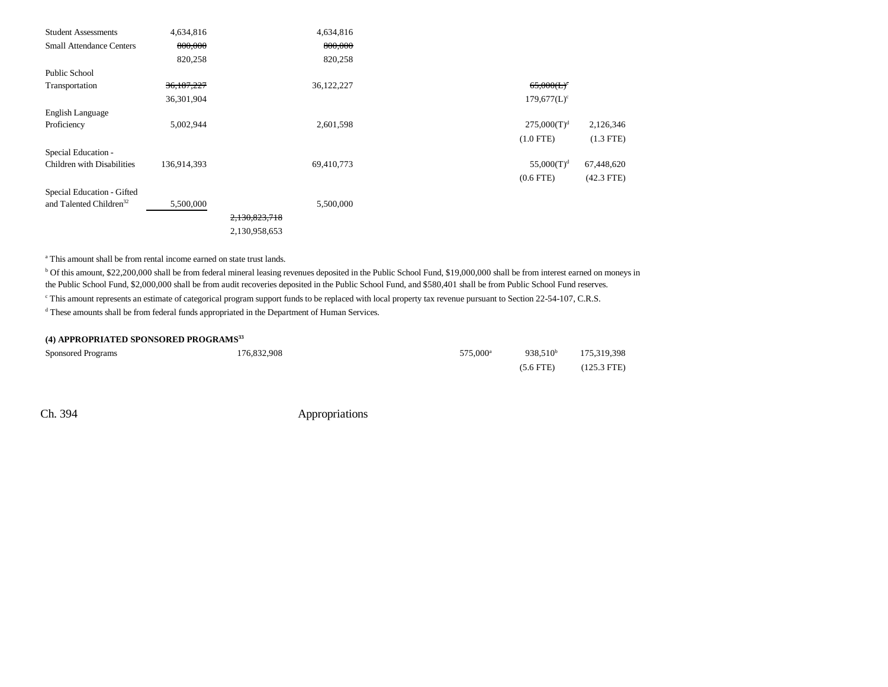| | | | | | | |
|---|---|---|---|---|---|---|
| Student Assessments | 4,634,816 | | 4,634,816 | | | |
| Small Attendance Centers | ~~800,000~~ | | ~~800,000~~ | | | |
| | 820,258 | | 820,258 | | | |
| Public School Transportation | ~~36,187,227~~ | | 36,122,227 | | ~~65,000(L)[c]~~ | |
| | 36,301,904 | | | | 179,677(L)[c] | |
| English Language Proficiency | 5,002,944 | | 2,601,598 | | 275,000(T)[d] | 2,126,346 |
| | | | | | (1.0 FTE) | (1.3 FTE) |
| Special Education - Children with Disabilities | 136,914,393 | | 69,410,773 | | 55,000(T)[d] | 67,448,620 |
| | | | | | (0.6 FTE) | (42.3 FTE) |
| Special Education - Gifted and Talented Children[32] | 5,500,000 | | 5,500,000 | | | |
| | | ~~2,130,823,718~~ | | | | |
| | | 2,130,958,653 | | | | |

[a] This amount shall be from rental income earned on state trust lands.

[b] Of this amount, $22,200,000 shall be from federal mineral leasing revenues deposited in the Public School Fund, $19,000,000 shall be from interest earned on moneys in the Public School Fund, $2,000,000 shall be from audit recoveries deposited in the Public School Fund, and $580,401 shall be from Public School Fund reserves.

[c] This amount represents an estimate of categorical program support funds to be replaced with local property tax revenue pursuant to Section 22-54-107, C.R.S.

[d] These amounts shall be from federal funds appropriated in the Department of Human Services.

**(4) APPROPRIATED SPONSORED PROGRAMS[33]**

| | | | | | | |
|---|---|---|---|---|---|---|
| Sponsored Programs | | 176,832,908 | | 575,000[a] | 938,510[b] | 175,319,398 |
| | | | | | (5.6 FTE) | (125.3 FTE) |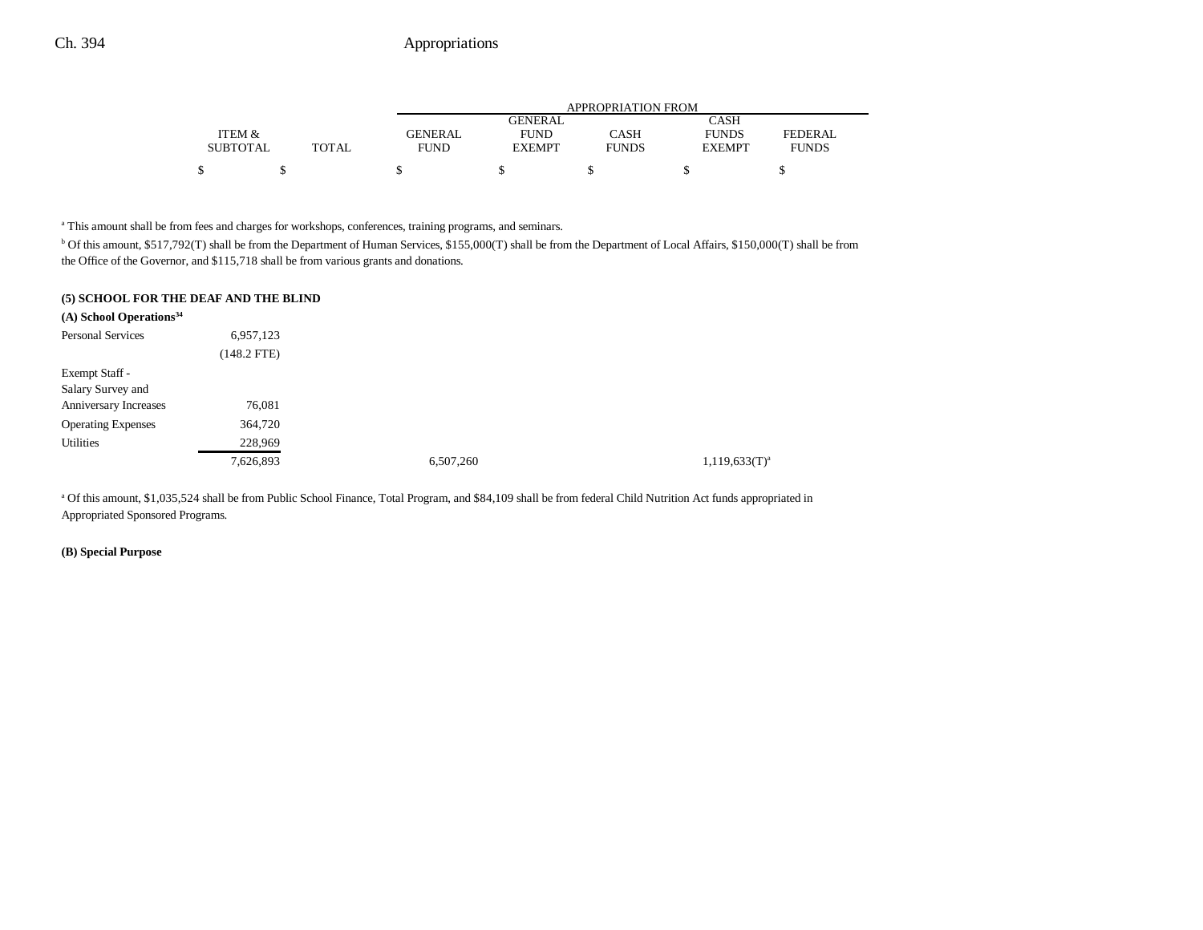| | ITEM & SUBTOTAL | TOTAL | APPROPRIATION FROM GENERAL FUND | GENERAL FUND EXEMPT | CASH FUNDS | CASH FUNDS EXEMPT | FEDERAL FUNDS |
|---|---|---|---|---|---|---|---|
| | $ | $ | $ | $ | $ | $ | $ |

[a] This amount shall be from fees and charges for workshops, conferences, training programs, and seminars.

[b] Of this amount, $517,792(T) shall be from the Department of Human Services, $155,000(T) shall be from the Department of Local Affairs, $150,000(T) shall be from the Office of the Governor, and $115,718 shall be from various grants and donations.

**(5) SCHOOL FOR THE DEAF AND THE BLIND**

**(A) School Operations**[34]

| | ITEM & SUBTOTAL | TOTAL | GENERAL FUND | GENERAL FUND EXEMPT | CASH FUNDS | CASH FUNDS EXEMPT | FEDERAL FUNDS |
|---|---|---|---|---|---|---|---|
| Personal Services | 6,957,123 | | | | | | |
| | (148.2 FTE) | | | | | | |
| Exempt Staff - Salary Survey and Anniversary Increases | 76,081 | | | | | | |
| Operating Expenses | 364,720 | | | | | | |
| Utilities | 228,969 | | | | | | |
| | 7,626,893 | | 6,507,260 | | | 1,119,633(T)[a] | |

[a] Of this amount, $1,035,524 shall be from Public School Finance, Total Program, and $84,109 shall be from federal Child Nutrition Act funds appropriated in Appropriated Sponsored Programs.

**(B) Special Purpose**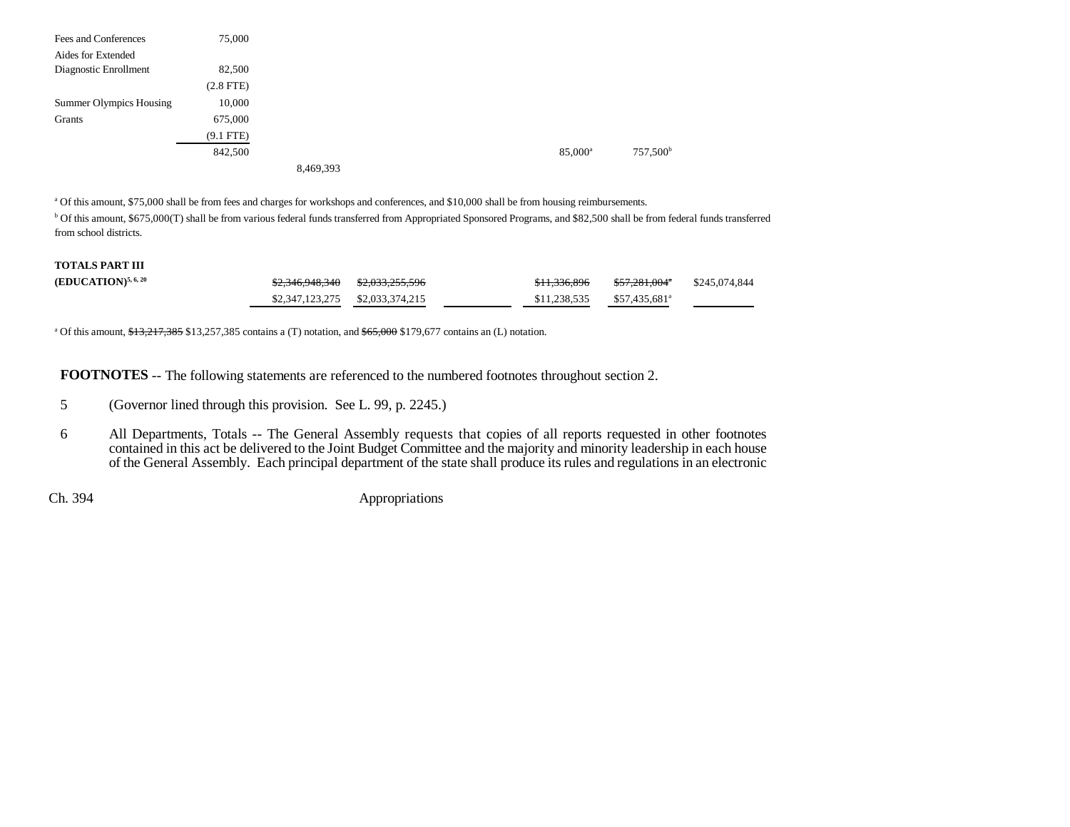| | | | | | | | |
|---|---|---|---|---|---|---|---|
| Fees and Conferences | 75,000 | | | | | | |
| Aides for Extended Diagnostic Enrollment | 82,500 | | | | | | |
| | (2.8 FTE) | | | | | | |
| Summer Olympics Housing | 10,000 | | | | | | |
| Grants | 675,000 | | | | | | |
| | (9.1 FTE) | | | | | | |
| | 842,500 | | | | 85,000[a] | 757,500[b] | |
| | | 8,469,393 | | | | | |

[a] Of this amount, $75,000 shall be from fees and charges for workshops and conferences, and $10,000 shall be from housing reimbursements.

[b] Of this amount, $675,000(T) shall be from various federal funds transferred from Appropriated Sponsored Programs, and $82,500 shall be from federal funds transferred from school districts.

| | | | | | | |
|---|---|---|---|---|---|---|
| **TOTALS PART III (EDUCATION)**[5, 6, 20] | ~~$2,346,948,340~~ | ~~$2,033,255,596~~ | | ~~$11,336,896~~ | ~~$57,281,004~~[a] | $245,074,844 |
| | $2,347,123,275 | $2,033,374,215 | | $11,238,535 | $57,435,681[a] | |

[a] Of this amount, ~~$13,217,385~~ $13,257,385 contains a (T) notation, and ~~$65,000~~ $179,677 contains an (L) notation.

**FOOTNOTES** -- The following statements are referenced to the numbered footnotes throughout section 2.

5 (Governor lined through this provision. See L. 99, p. 2245.)

6 All Departments, Totals -- The General Assembly requests that copies of all reports requested in other footnotes contained in this act be delivered to the Joint Budget Committee and the majority and minority leadership in each house of the General Assembly. Each principal department of the state shall produce its rules and regulations in an electronic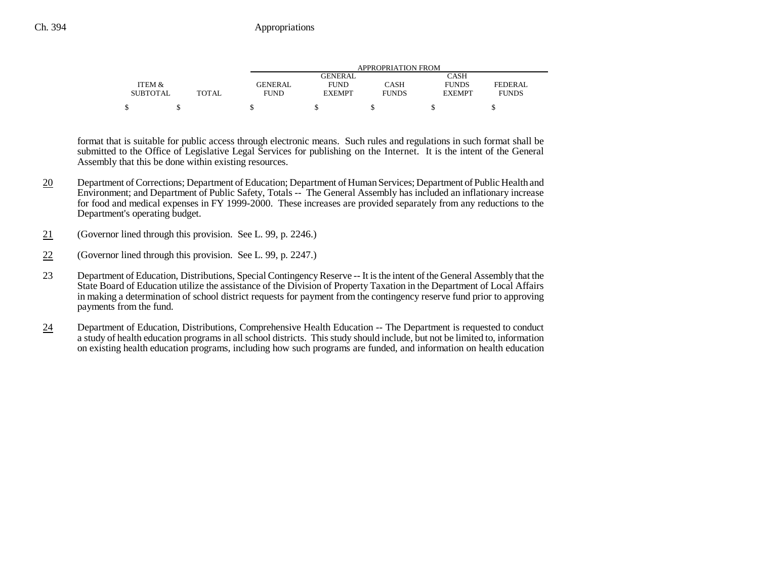| ITEM & SUBTOTAL | TOTAL | APPROPRIATION FROM GENERAL FUND | GENERAL FUND EXEMPT | CASH FUNDS | CASH FUNDS EXEMPT | FEDERAL FUNDS |
|---|---|---|---|---|---|---|
| $ | $ | $ | $ | $ | $ | $ |

format that is suitable for public access through electronic means. Such rules and regulations in such format shall be submitted to the Office of Legislative Legal Services for publishing on the Internet. It is the intent of the General Assembly that this be done within existing resources.

20 Department of Corrections; Department of Education; Department of Human Services; Department of Public Health and Environment; and Department of Public Safety, Totals -- The General Assembly has included an inflationary increase for food and medical expenses in FY 1999-2000. These increases are provided separately from any reductions to the Department's operating budget.

21 (Governor lined through this provision. See L. 99, p. 2246.)

22 (Governor lined through this provision. See L. 99, p. 2247.)

23 Department of Education, Distributions, Special Contingency Reserve -- It is the intent of the General Assembly that the State Board of Education utilize the assistance of the Division of Property Taxation in the Department of Local Affairs in making a determination of school district requests for payment from the contingency reserve fund prior to approving payments from the fund.

24 Department of Education, Distributions, Comprehensive Health Education -- The Department is requested to conduct a study of health education programs in all school districts. This study should include, but not be limited to, information on existing health education programs, including how such programs are funded, and information on health education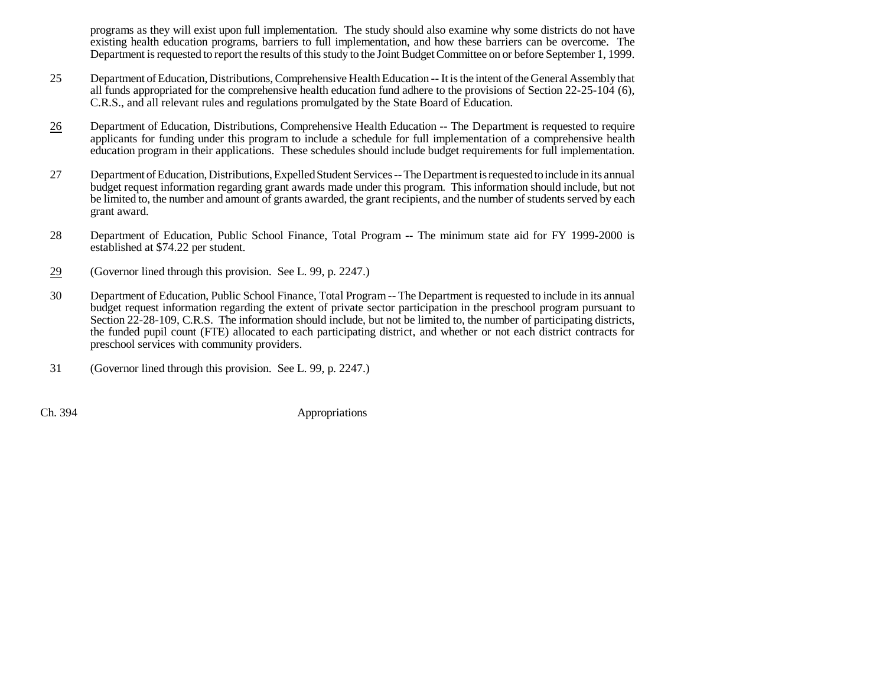programs as they will exist upon full implementation. The study should also examine why some districts do not have existing health education programs, barriers to full implementation, and how these barriers can be overcome. The Department is requested to report the results of this study to the Joint Budget Committee on or before September 1, 1999.

25 Department of Education, Distributions, Comprehensive Health Education -- It is the intent of the General Assembly that all funds appropriated for the comprehensive health education fund adhere to the provisions of Section 22-25-104 (6), C.R.S., and all relevant rules and regulations promulgated by the State Board of Education.

26 Department of Education, Distributions, Comprehensive Health Education -- The Department is requested to require applicants for funding under this program to include a schedule for full implementation of a comprehensive health education program in their applications. These schedules should include budget requirements for full implementation.

27 Department of Education, Distributions, Expelled Student Services -- The Department is requested to include in its annual budget request information regarding grant awards made under this program. This information should include, but not be limited to, the number and amount of grants awarded, the grant recipients, and the number of students served by each grant award.

28 Department of Education, Public School Finance, Total Program -- The minimum state aid for FY 1999-2000 is established at $74.22 per student.

29 (Governor lined through this provision. See L. 99, p. 2247.)

30 Department of Education, Public School Finance, Total Program -- The Department is requested to include in its annual budget request information regarding the extent of private sector participation in the preschool program pursuant to Section 22-28-109, C.R.S. The information should include, but not be limited to, the number of participating districts, the funded pupil count (FTE) allocated to each participating district, and whether or not each district contracts for preschool services with community providers.

31 (Governor lined through this provision. See L. 99, p. 2247.)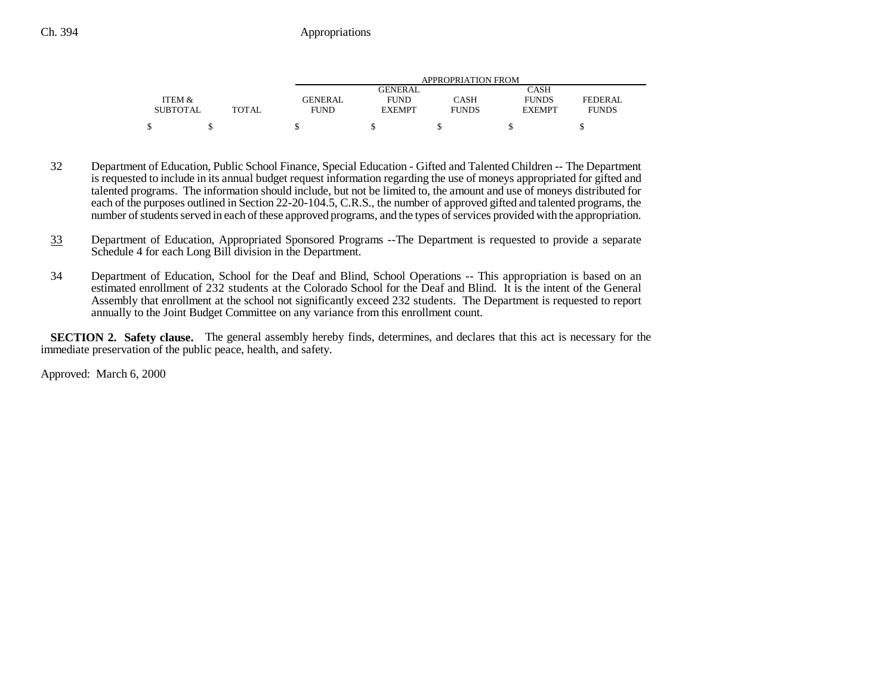| ITEM & SUBTOTAL | TOTAL | GENERAL FUND | GENERAL FUND EXEMPT | CASH FUNDS | CASH FUNDS EXEMPT | FEDERAL FUNDS |
|---|---|---|---|---|---|---|
| $ | $ | $ | $ | $ | $ | $ |

32 Department of Education, Public School Finance, Special Education - Gifted and Talented Children -- The Department is requested to include in its annual budget request information regarding the use of moneys appropriated for gifted and talented programs. The information should include, but not be limited to, the amount and use of moneys distributed for each of the purposes outlined in Section 22-20-104.5, C.R.S., the number of approved gifted and talented programs, the number of students served in each of these approved programs, and the types of services provided with the appropriation.

33 Department of Education, Appropriated Sponsored Programs --The Department is requested to provide a separate Schedule 4 for each Long Bill division in the Department.

34 Department of Education, School for the Deaf and Blind, School Operations -- This appropriation is based on an estimated enrollment of 232 students at the Colorado School for the Deaf and Blind. It is the intent of the General Assembly that enrollment at the school not significantly exceed 232 students. The Department is requested to report annually to the Joint Budget Committee on any variance from this enrollment count.

**SECTION 2. Safety clause.** The general assembly hereby finds, determines, and declares that this act is necessary for the immediate preservation of the public peace, health, and safety.

Approved: March 6, 2000